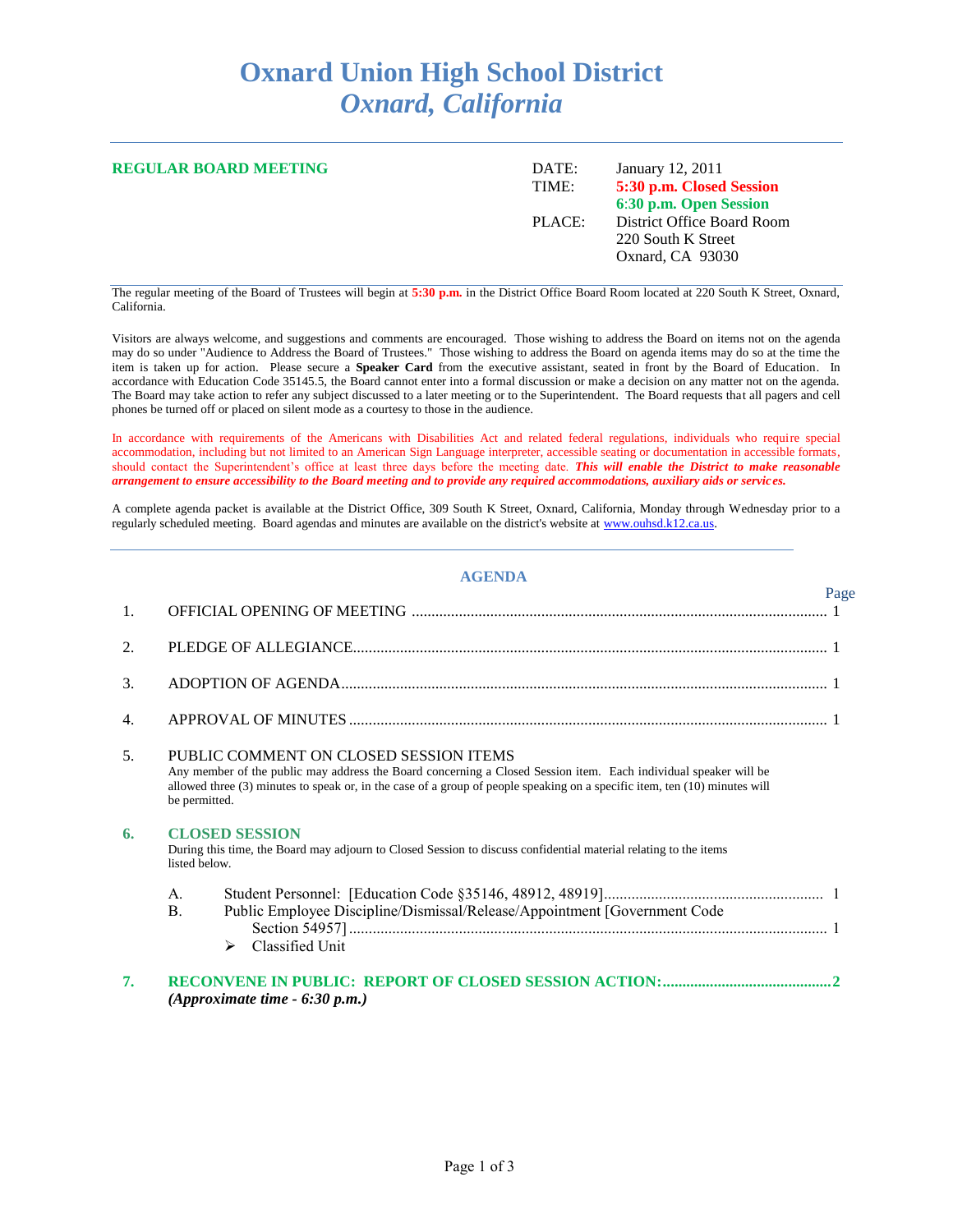# Oxnard Union High School District
## *Oxnard, California*

**REGULAR BOARD MEETING**

| | |
|---|---|
| DATE: | January 12, 2011 |
| TIME: | **5:30 p.m. Closed Session** |
| | **6:30 p.m. Open Session** |
| PLACE: | District Office Board Room |
| | 220 South K Street |
| | Oxnard, CA 93030 |

The regular meeting of the Board of Trustees will begin at **5:30 p.m.** in the District Office Board Room located at 220 South K Street, Oxnard, California.

Visitors are always welcome, and suggestions and comments are encouraged. Those wishing to address the Board on items not on the agenda may do so under "Audience to Address the Board of Trustees." Those wishing to address the Board on agenda items may do so at the time the item is taken up for action. Please secure a **Speaker Card** from the executive assistant, seated in front by the Board of Education. In accordance with Education Code 35145.5, the Board cannot enter into a formal discussion or make a decision on any matter not on the agenda. The Board may take action to refer any subject discussed to a later meeting or to the Superintendent. The Board requests that all pagers and cell phones be turned off or placed on silent mode as a courtesy to those in the audience.

In accordance with requirements of the Americans with Disabilities Act and related federal regulations, individuals who require special accommodation, including but not limited to an American Sign Language interpreter, accessible seating or documentation in accessible formats, should contact the Superintendent's office at least three days before the meeting date. ***This will enable the District to make reasonable arrangement to ensure accessibility to the Board meeting and to provide any required accommodations, auxiliary aids or services.***

A complete agenda packet is available at the District Office, 309 South K Street, Oxnard, California, Monday through Wednesday prior to a regularly scheduled meeting. Board agendas and minutes are available on the district's website at www.ouhsd.k12.ca.us.

## AGENDA

Page

1. OFFICIAL OPENING OF MEETING ........ 1

2. PLEDGE OF ALLEGIANCE ........ 1

3. ADOPTION OF AGENDA ........ 1

4. APPROVAL OF MINUTES ........ 1

5. PUBLIC COMMENT ON CLOSED SESSION ITEMS
   Any member of the public may address the Board concerning a Closed Session item. Each individual speaker will be allowed three (3) minutes to speak or, in the case of a group of people speaking on a specific item, ten (10) minutes will be permitted.

6. **CLOSED SESSION**
   During this time, the Board may adjourn to Closed Session to discuss confidential material relating to the items listed below.

   A. Student Personnel: [Education Code §35146, 48912, 48919] ........ 1
   B. Public Employee Discipline/Dismissal/Release/Appointment [Government Code Section 54957] ........ 1
      - Classified Unit

7. **RECONVENE IN PUBLIC: REPORT OF CLOSED SESSION ACTION: ........ 2**
   ***(Approximate time - 6:30 p.m.)***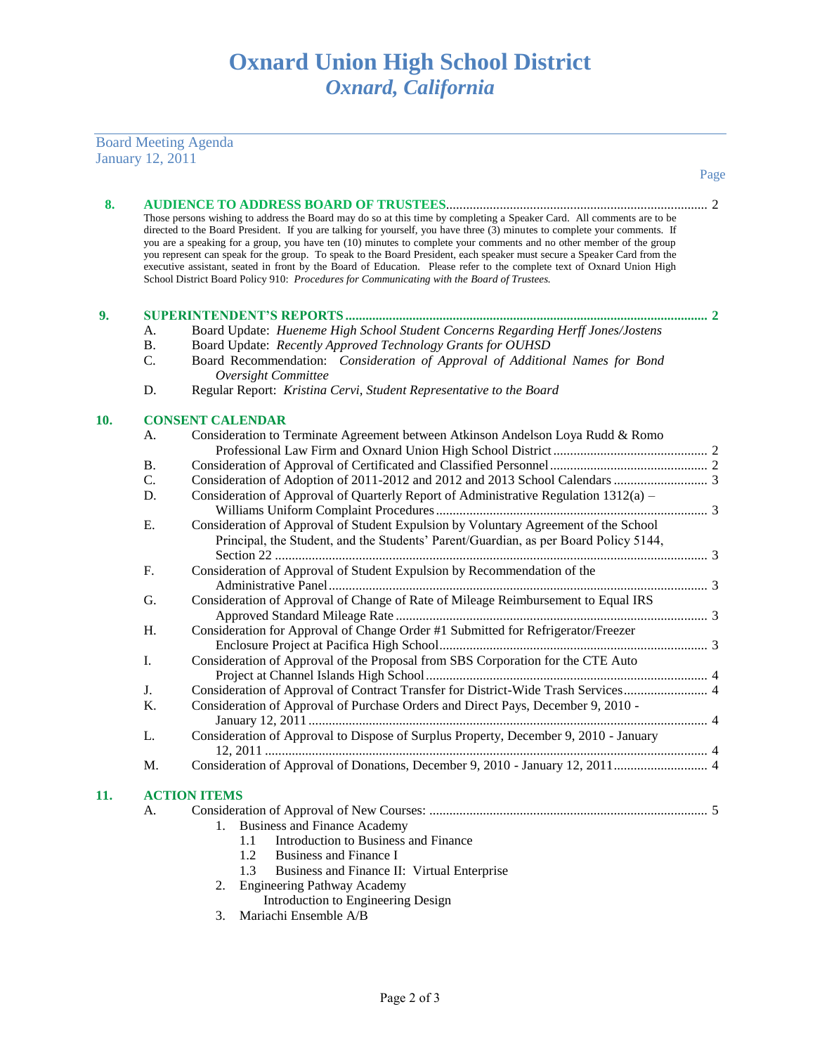# Oxnard Union High School District
## *Oxnard, California*

Board Meeting Agenda
January 12, 2011

Page

**8. AUDIENCE TO ADDRESS BOARD OF TRUSTEES** .......... 2

Those persons wishing to address the Board may do so at this time by completing a Speaker Card. All comments are to be directed to the Board President. If you are talking for yourself, you have three (3) minutes to complete your comments. If you are a speaking for a group, you have ten (10) minutes to complete your comments and no other member of the group you represent can speak for the group. To speak to the Board President, each speaker must secure a Speaker Card from the executive assistant, seated in front by the Board of Education. Please refer to the complete text of Oxnard Union High School District Board Policy 910: *Procedures for Communicating with the Board of Trustees.*

**9. SUPERINTENDENT'S REPORTS** .......... **2**

- A. Board Update: *Hueneme High School Student Concerns Regarding Herff Jones/Jostens*
- B. Board Update: *Recently Approved Technology Grants for OUHSD*
- C. Board Recommendation: *Consideration of Approval of Additional Names for Bond Oversight Committee*
- D. Regular Report: *Kristina Cervi, Student Representative to the Board*

**10. CONSENT CALENDAR**

- A. Consideration to Terminate Agreement between Atkinson Andelson Loya Rudd & Romo Professional Law Firm and Oxnard Union High School District .......... 2
- B. Consideration of Approval of Certificated and Classified Personnel .......... 2
- C. Consideration of Adoption of 2011-2012 and 2012 and 2013 School Calendars .......... 3
- D. Consideration of Approval of Quarterly Report of Administrative Regulation 1312(a) – Williams Uniform Complaint Procedures .......... 3
- E. Consideration of Approval of Student Expulsion by Voluntary Agreement of the School Principal, the Student, and the Students' Parent/Guardian, as per Board Policy 5144, Section 22 .......... 3
- F. Consideration of Approval of Student Expulsion by Recommendation of the Administrative Panel .......... 3
- G. Consideration of Approval of Change of Rate of Mileage Reimbursement to Equal IRS Approved Standard Mileage Rate .......... 3
- H. Consideration for Approval of Change Order #1 Submitted for Refrigerator/Freezer Enclosure Project at Pacifica High School .......... 3
- I. Consideration of Approval of the Proposal from SBS Corporation for the CTE Auto Project at Channel Islands High School .......... 4
- J. Consideration of Approval of Contract Transfer for District-Wide Trash Services .......... 4
- K. Consideration of Approval of Purchase Orders and Direct Pays, December 9, 2010 - January 12, 2011 .......... 4
- L. Consideration of Approval to Dispose of Surplus Property, December 9, 2010 - January 12, 2011 .......... 4
- M. Consideration of Approval of Donations, December 9, 2010 - January 12, 2011 .......... 4

**11. ACTION ITEMS**

- A. Consideration of Approval of New Courses: .......... 5
  1. Business and Finance Academy
     - 1.1 Introduction to Business and Finance
     - 1.2 Business and Finance I
     - 1.3 Business and Finance II: Virtual Enterprise
  2. Engineering Pathway Academy
     - Introduction to Engineering Design
  3. Mariachi Ensemble A/B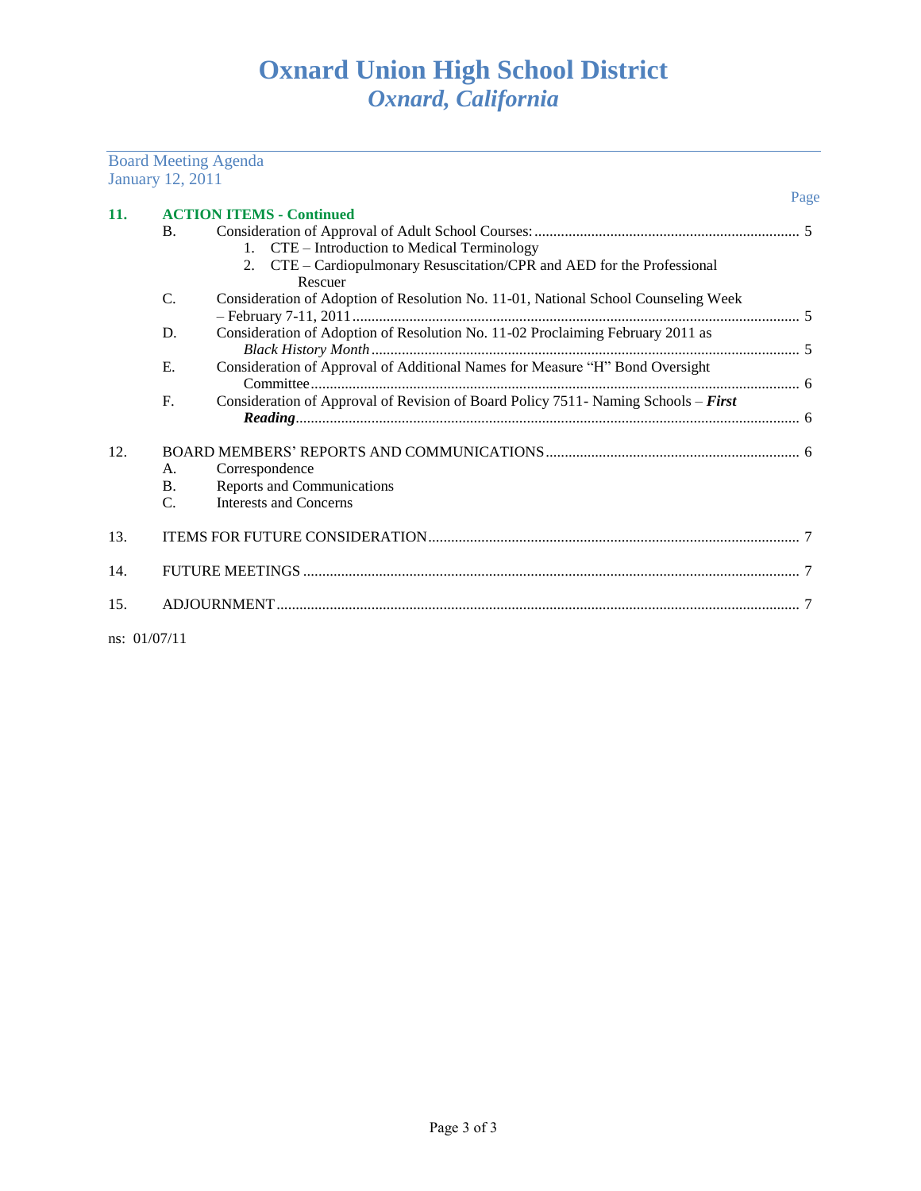# Oxnard Union High School District
## *Oxnard, California*

Board Meeting Agenda
January 12, 2011

Page

**11. ACTION ITEMS - Continued**

B. Consideration of Approval of Adult School Courses: ..... 5
   1. CTE – Introduction to Medical Terminology
   2. CTE – Cardiopulmonary Resuscitation/CPR and AED for the Professional Rescuer

C. Consideration of Adoption of Resolution No. 11-01, National School Counseling Week – February 7-11, 2011 ..... 5

D. Consideration of Adoption of Resolution No. 11-02 Proclaiming February 2011 as *Black History Month* ..... 5

E. Consideration of Approval of Additional Names for Measure "H" Bond Oversight Committee ..... 6

F. Consideration of Approval of Revision of Board Policy 7511- Naming Schools – ***First Reading*** ..... 6

12. BOARD MEMBERS' REPORTS AND COMMUNICATIONS ..... 6
   A. Correspondence
   B. Reports and Communications
   C. Interests and Concerns

13. ITEMS FOR FUTURE CONSIDERATION ..... 7

14. FUTURE MEETINGS ..... 7

15. ADJOURNMENT ..... 7

ns: 01/07/11